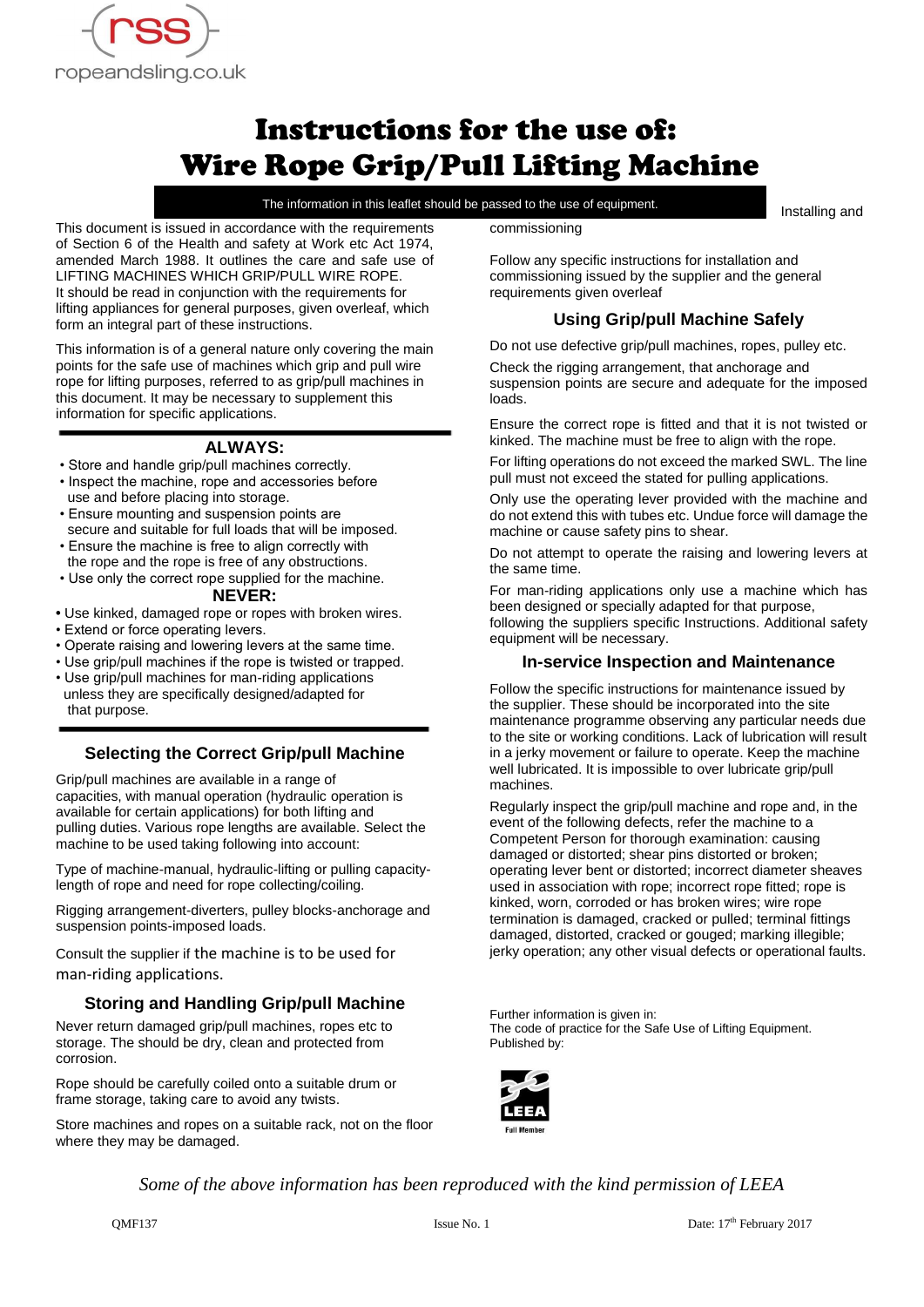rss
ropeandsling.co.uk

# Instructions for the use of: Wire Rope Grip/Pull Lifting Machine

**The information in this leaflet should be passed to the use of equipment.**

This document is issued in accordance with the requirements of Section 6 of the Health and safety at Work etc Act 1974, amended March 1988. It outlines the care and safe use of LIFTING MACHINES WHICH GRIP/PULL WIRE ROPE. It should be read in conjunction with the requirements for lifting appliances for general purposes, given overleaf, which form an integral part of these instructions.

This information is of a general nature only covering the main points for the safe use of machines which grip and pull wire rope for lifting purposes, referred to as grip/pull machines in this document. It may be necessary to supplement this information for specific applications.

### ALWAYS:

- Store and handle grip/pull machines correctly.
- Inspect the machine, rope and accessories before use and before placing into storage.
- Ensure mounting and suspension points are secure and suitable for full loads that will be imposed.
- Ensure the machine is free to align correctly with the rope and the rope is free of any obstructions.
- Use only the correct rope supplied for the machine.

### NEVER:

- Use kinked, damaged rope or ropes with broken wires.
- Extend or force operating levers.
- Operate raising and lowering levers at the same time.
- Use grip/pull machines if the rope is twisted or trapped.
- Use grip/pull machines for man-riding applications unless they are specifically designed/adapted for that purpose.

## Selecting the Correct Grip/pull Machine

Grip/pull machines are available in a range of capacities, with manual operation (hydraulic operation is available for certain applications) for both lifting and pulling duties. Various rope lengths are available. Select the machine to be used taking following into account:

Type of machine-manual, hydraulic-lifting or pulling capacity-length of rope and need for rope collecting/coiling.

Rigging arrangement-diverters, pulley blocks-anchorage and suspension points-imposed loads.

Consult the supplier if the machine is to be used for man-riding applications.

## Storing and Handling Grip/pull Machine

Never return damaged grip/pull machines, ropes etc to storage. The should be dry, clean and protected from corrosion.

Rope should be carefully coiled onto a suitable drum or frame storage, taking care to avoid any twists.

Store machines and ropes on a suitable rack, not on the floor where they may be damaged.

Installing and commissioning

Follow any specific instructions for installation and commissioning issued by the supplier and the general requirements given overleaf

## Using Grip/pull Machine Safely

Do not use defective grip/pull machines, ropes, pulley etc.

Check the rigging arrangement, that anchorage and suspension points are secure and adequate for the imposed loads.

Ensure the correct rope is fitted and that it is not twisted or kinked. The machine must be free to align with the rope.

For lifting operations do not exceed the marked SWL. The line pull must not exceed the stated for pulling applications.

Only use the operating lever provided with the machine and do not extend this with tubes etc. Undue force will damage the machine or cause safety pins to shear.

Do not attempt to operate the raising and lowering levers at the same time.

For man-riding applications only use a machine which has been designed or specially adapted for that purpose, following the suppliers specific Instructions. Additional safety equipment will be necessary.

## In-service Inspection and Maintenance

Follow the specific instructions for maintenance issued by the supplier. These should be incorporated into the site maintenance programme observing any particular needs due to the site or working conditions. Lack of lubrication will result in a jerky movement or failure to operate. Keep the machine well lubricated. It is impossible to over lubricate grip/pull machines.

Regularly inspect the grip/pull machine and rope and, in the event of the following defects, refer the machine to a Competent Person for thorough examination: causing damaged or distorted; shear pins distorted or broken; operating lever bent or distorted; incorrect diameter sheaves used in association with rope; incorrect rope fitted; rope is kinked, worn, corroded or has broken wires; wire rope termination is damaged, cracked or pulled; terminal fittings damaged, distorted, cracked or gouged; marking illegible; jerky operation; any other visual defects or operational faults.

Further information is given in:
The code of practice for the Safe Use of Lifting Equipment.
Published by:

LEEA
Full Member

*Some of the above information has been reproduced with the kind permission of LEEA*

QMF137 Issue No. 1 Date: 17th February 2017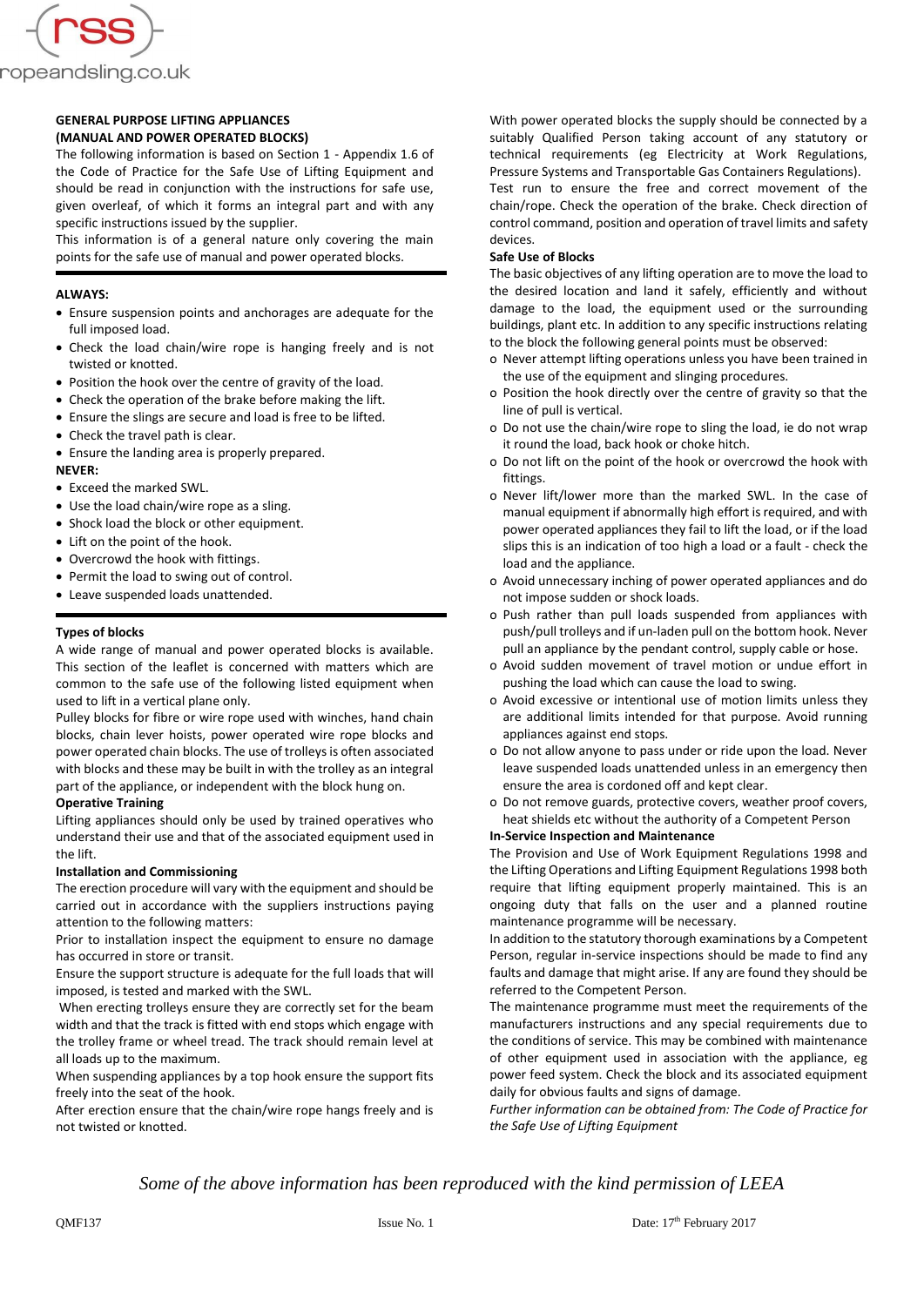## GENERAL PURPOSE LIFTING APPLIANCES
## (MANUAL AND POWER OPERATED BLOCKS)

The following information is based on Section 1 - Appendix 1.6 of the Code of Practice for the Safe Use of Lifting Equipment and should be read in conjunction with the instructions for safe use, given overleaf, of which it forms an integral part and with any specific instructions issued by the supplier.

This information is of a general nature only covering the main points for the safe use of manual and power operated blocks.

---

**ALWAYS:**

- Ensure suspension points and anchorages are adequate for the full imposed load.
- Check the load chain/wire rope is hanging freely and is not twisted or knotted.
- Position the hook over the centre of gravity of the load.
- Check the operation of the brake before making the lift.
- Ensure the slings are secure and load is free to be lifted.
- Check the travel path is clear.
- Ensure the landing area is properly prepared.

**NEVER:**

- Exceed the marked SWL.
- Use the load chain/wire rope as a sling.
- Shock load the block or other equipment.
- Lift on the point of the hook.
- Overcrowd the hook with fittings.
- Permit the load to swing out of control.
- Leave suspended loads unattended.

---

**Types of blocks**

A wide range of manual and power operated blocks is available. This section of the leaflet is concerned with matters which are common to the safe use of the following listed equipment when used to lift in a vertical plane only.

Pulley blocks for fibre or wire rope used with winches, hand chain blocks, chain lever hoists, power operated wire rope blocks and power operated chain blocks. The use of trolleys is often associated with blocks and these may be built in with the trolley as an integral part of the appliance, or independent with the block hung on.

**Operative Training**

Lifting appliances should only be used by trained operatives who understand their use and that of the associated equipment used in the lift.

**Installation and Commissioning**

The erection procedure will vary with the equipment and should be carried out in accordance with the suppliers instructions paying attention to the following matters:

Prior to installation inspect the equipment to ensure no damage has occurred in store or transit.

Ensure the support structure is adequate for the full loads that will imposed, is tested and marked with the SWL.

When erecting trolleys ensure they are correctly set for the beam width and that the track is fitted with end stops which engage with the trolley frame or wheel tread. The track should remain level at all loads up to the maximum.

When suspending appliances by a top hook ensure the support fits freely into the seat of the hook.

After erection ensure that the chain/wire rope hangs freely and is not twisted or knotted.

With power operated blocks the supply should be connected by a suitably Qualified Person taking account of any statutory or technical requirements (eg Electricity at Work Regulations, Pressure Systems and Transportable Gas Containers Regulations).

Test run to ensure the free and correct movement of the chain/rope. Check the operation of the brake. Check direction of control command, position and operation of travel limits and safety devices.

**Safe Use of Blocks**

The basic objectives of any lifting operation are to move the load to the desired location and land it safely, efficiently and without damage to the load, the equipment used or the surrounding buildings, plant etc. In addition to any specific instructions relating to the block the following general points must be observed:

- Never attempt lifting operations unless you have been trained in the use of the equipment and slinging procedures.
- Position the hook directly over the centre of gravity so that the line of pull is vertical.
- Do not use the chain/wire rope to sling the load, ie do not wrap it round the load, back hook or choke hitch.
- Do not lift on the point of the hook or overcrowd the hook with fittings.
- Never lift/lower more than the marked SWL. In the case of manual equipment if abnormally high effort is required, and with power operated appliances they fail to lift the load, or if the load slips this is an indication of too high a load or a fault - check the load and the appliance.
- Avoid unnecessary inching of power operated appliances and do not impose sudden or shock loads.
- Push rather than pull loads suspended from appliances with push/pull trolleys and if un-laden pull on the bottom hook. Never pull an appliance by the pendant control, supply cable or hose.
- Avoid sudden movement of travel motion or undue effort in pushing the load which can cause the load to swing.
- Avoid excessive or intentional use of motion limits unless they are additional limits intended for that purpose. Avoid running appliances against end stops.
- Do not allow anyone to pass under or ride upon the load. Never leave suspended loads unattended unless in an emergency then ensure the area is cordoned off and kept clear.
- Do not remove guards, protective covers, weather proof covers, heat shields etc without the authority of a Competent Person

**In-Service Inspection and Maintenance**

The Provision and Use of Work Equipment Regulations 1998 and the Lifting Operations and Lifting Equipment Regulations 1998 both require that lifting equipment properly maintained. This is an ongoing duty that falls on the user and a planned routine maintenance programme will be necessary.

In addition to the statutory thorough examinations by a Competent Person, regular in-service inspections should be made to find any faults and damage that might arise. If any are found they should be referred to the Competent Person.

The maintenance programme must meet the requirements of the manufacturers instructions and any special requirements due to the conditions of service. This may be combined with maintenance of other equipment used in association with the appliance, eg power feed system. Check the block and its associated equipment daily for obvious faults and signs of damage.

*Further information can be obtained from: The Code of Practice for the Safe Use of Lifting Equipment*

*Some of the above information has been reproduced with the kind permission of LEEA*

QMF137 Issue No. 1 Date: 17th February 2017